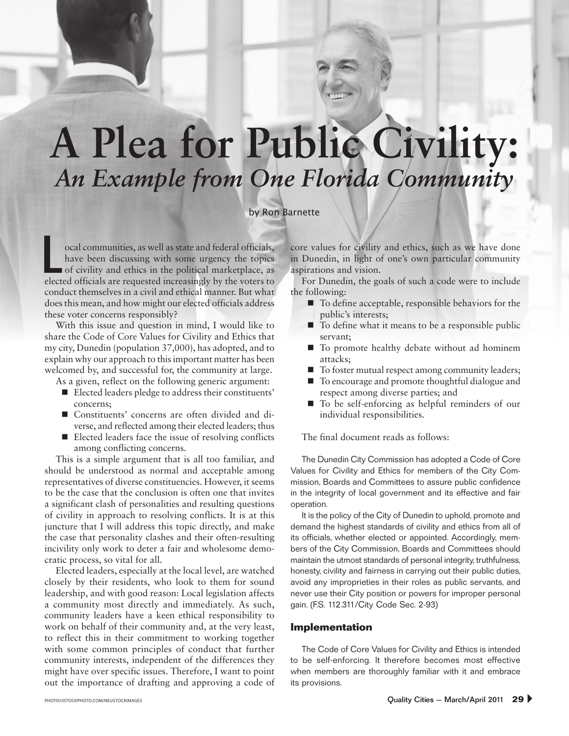# A Plea for Public Civility:

## *An Example from One Florida Community*

by Ron Barnette

Local communities, as well as state and federal officials, have been discussing with some urgency the topics of civility and ethics in the political marketplace, as elected officials are requested increasingly by the voters to conduct themselves in a civil and ethical manner. But what does this mean, and how might our elected officials address these voter concerns responsibly?

With this issue and question in mind, I would like to share the Code of Core Values for Civility and Ethics that my city, Dunedin (population 37,000), has adopted, and to explain why our approach to this important matter has been welcomed by, and successful for, the community at large.

As a given, reflect on the following generic argument:

- Elected leaders pledge to address their constituents' concerns;
- Constituents' concerns are often divided and diverse, and reflected among their elected leaders; thus
- Elected leaders face the issue of resolving conflicts among conflicting concerns.

This is a simple argument that is all too familiar, and should be understood as normal and acceptable among representatives of diverse constituencies. However, it seems to be the case that the conclusion is often one that invites a significant clash of personalities and resulting questions of civility in approach to resolving conflicts. It is at this juncture that I will address this topic directly, and make the case that personality clashes and their often-resulting incivility only work to deter a fair and wholesome democratic process, so vital for all.

Elected leaders, especially at the local level, are watched closely by their residents, who look to them for sound leadership, and with good reason: Local legislation affects a community most directly and immediately. As such, community leaders have a keen ethical responsibility to work on behalf of their community and, at the very least, to reflect this in their commitment to working together with some common principles of conduct that further community interests, independent of the differences they might have over specific issues. Therefore, I want to point out the importance of drafting and approving a code of core values for civility and ethics, such as we have done in Dunedin, in light of one's own particular community aspirations and vision.

For Dunedin, the goals of such a code were to include the following:

- To define acceptable, responsible behaviors for the public's interests;
- To define what it means to be a responsible public servant;
- To promote healthy debate without ad hominem attacks;
- To foster mutual respect among community leaders;
- To encourage and promote thoughtful dialogue and respect among diverse parties; and
- To be self-enforcing as helpful reminders of our individual responsibilities.

The final document reads as follows:

The Dunedin City Commission has adopted a Code of Core Values for Civility and Ethics for members of the City Commission, Boards and Committees to assure public confidence in the integrity of local government and its effective and fair operation.

It is the policy of the City of Dunedin to uphold, promote and demand the highest standards of civility and ethics from all of its officials, whether elected or appointed. Accordingly, members of the City Commission, Boards and Committees should maintain the utmost standards of personal integrity, truthfulness, honesty, civility and fairness in carrying out their public duties, avoid any improprieties in their roles as public servants, and never use their City position or powers for improper personal gain. (F.S. 112.311/City Code Sec. 2-93)

### Implementation

The Code of Core Values for Civility and Ethics is intended to be self-enforcing. It therefore becomes most effective when members are thoroughly familiar with it and embrace its provisions.

PHOTO©ISTOCKPHOTO.COM/NEUSTOCKIMAGES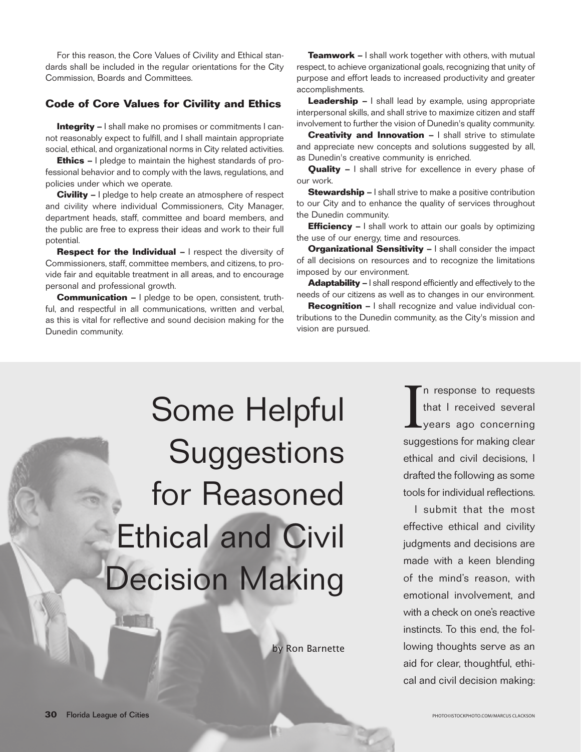For this reason, the Core Values of Civility and Ethical standards shall be included in the regular orientations for the City Commission, Boards and Committees.

### Code of Core Values for Civility and Ethics

**Integrity –** I shall make no promises or commitments I cannot reasonably expect to fulfill, and I shall maintain appropriate social, ethical, and organizational norms in City related activities.

**Ethics –** I pledge to maintain the highest standards of professional behavior and to comply with the laws, regulations, and policies under which we operate.

**Civility –** I pledge to help create an atmosphere of respect and civility where individual Commissioners, City Manager, department heads, staff, committee and board members, and the public are free to express their ideas and work to their full potential.

**Respect for the Individual –** I respect the diversity of Commissioners, staff, committee members, and citizens, to provide fair and equitable treatment in all areas, and to encourage personal and professional growth.

**Communication –** I pledge to be open, consistent, truthful, and respectful in all communications, written and verbal, as this is vital for reflective and sound decision making for the Dunedin community.

**Teamwork –** I shall work together with others, with mutual respect, to achieve organizational goals, recognizing that unity of purpose and effort leads to increased productivity and greater accomplishments.

**Leadership –** I shall lead by example, using appropriate interpersonal skills, and shall strive to maximize citizen and staff involvement to further the vision of Dunedin's quality community.

**Creativity and Innovation –** I shall strive to stimulate and appreciate new concepts and solutions suggested by all, as Dunedin's creative community is enriched.

**Quality –** I shall strive for excellence in every phase of our work.

**Stewardship –** I shall strive to make a positive contribution to our City and to enhance the quality of services throughout the Dunedin community.

**Efficiency –** I shall work to attain our goals by optimizing the use of our energy, time and resources.

**Organizational Sensitivity –** I shall consider the impact of all decisions on resources and to recognize the limitations imposed by our environment.

**Adaptability –** I shall respond efficiently and effectively to the needs of our citizens as well as to changes in our environment.

**Recognition –** I shall recognize and value individual contributions to the Dunedin community, as the City's mission and vision are pursued.

# Some Helpful Suggestions for Reasoned Ethical and Civil Decision Making

by Ron Barnette

In response to requests that I received several years ago concerning suggestions for making clear ethical and civil decisions, I drafted the following as some tools for individual reflections.

I submit that the most effective ethical and civility judgments and decisions are made with a keen blending of the mind's reason, with emotional involvement, and with a check on one's reactive instincts. To this end, the following thoughts serve as an aid for clear, thoughtful, ethical and civil decision making:

PHOTO©ISTOCKPHOTO.COM/MARCUS CLACKSON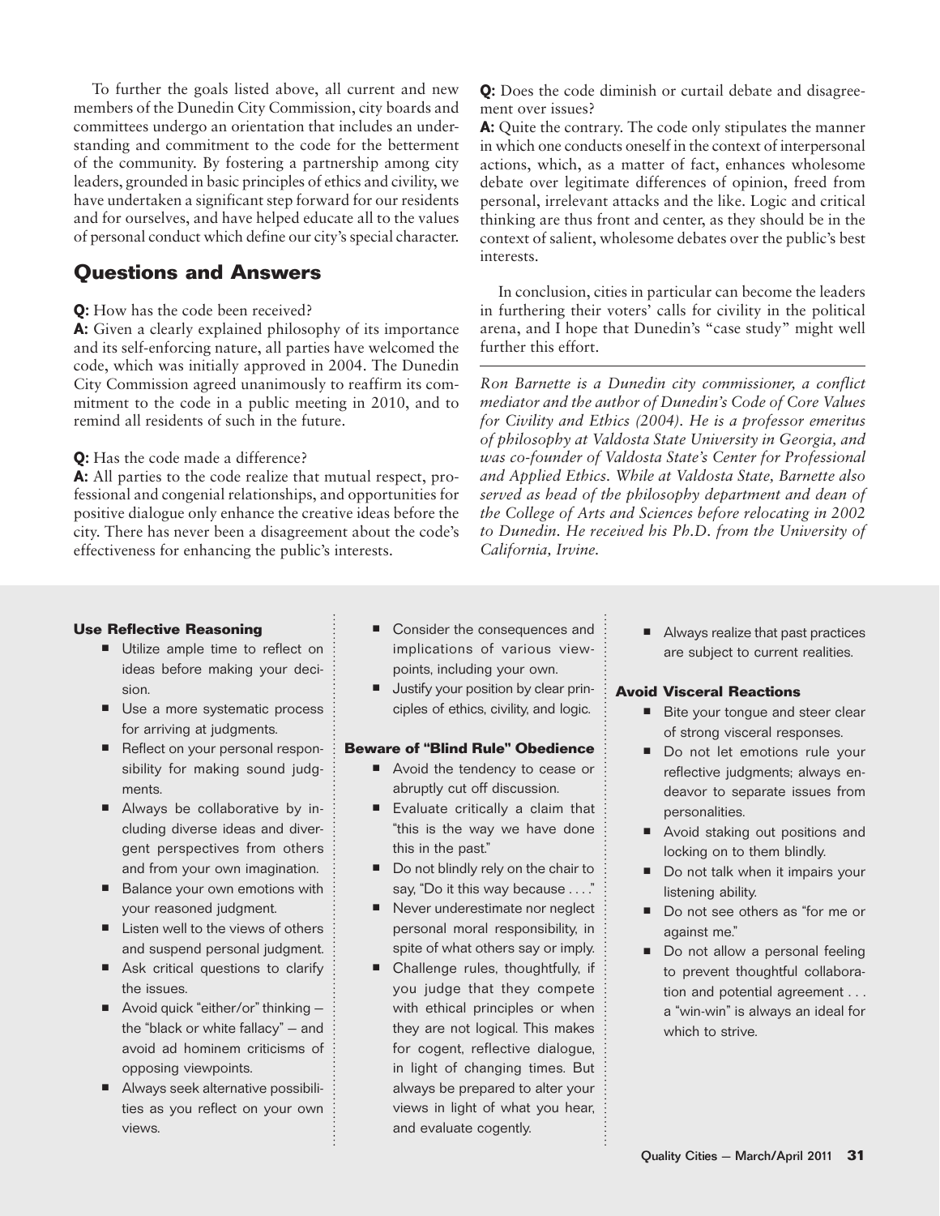To further the goals listed above, all current and new members of the Dunedin City Commission, city boards and committees undergo an orientation that includes an understanding and commitment to the code for the betterment of the community. By fostering a partnership among city leaders, grounded in basic principles of ethics and civility, we have undertaken a significant step forward for our residents and for ourselves, and have helped educate all to the values of personal conduct which define our city's special character.

## Questions and Answers

**Q:** How has the code been received?

**A:** Given a clearly explained philosophy of its importance and its self-enforcing nature, all parties have welcomed the code, which was initially approved in 2004. The Dunedin City Commission agreed unanimously to reaffirm its commitment to the code in a public meeting in 2010, and to remind all residents of such in the future.

**Q:** Has the code made a difference?

**A:** All parties to the code realize that mutual respect, professional and congenial relationships, and opportunities for positive dialogue only enhance the creative ideas before the city. There has never been a disagreement about the code's effectiveness for enhancing the public's interests.

**Q:** Does the code diminish or curtail debate and disagreement over issues?

**A:** Quite the contrary. The code only stipulates the manner in which one conducts oneself in the context of interpersonal actions, which, as a matter of fact, enhances wholesome debate over legitimate differences of opinion, freed from personal, irrelevant attacks and the like. Logic and critical thinking are thus front and center, as they should be in the context of salient, wholesome debates over the public's best interests.

In conclusion, cities in particular can become the leaders in furthering their voters' calls for civility in the political arena, and I hope that Dunedin's "case study" might well further this effort.

---

*Ron Barnette is a Dunedin city commissioner, a conflict mediator and the author of Dunedin's Code of Core Values for Civility and Ethics (2004). He is a professor emeritus of philosophy at Valdosta State University in Georgia, and was co-founder of Valdosta State's Center for Professional and Applied Ethics. While at Valdosta State, Barnette also served as head of the philosophy department and dean of the College of Arts and Sciences before relocating in 2002 to Dunedin. He received his Ph.D. from the University of California, Irvine.*

**Use Reflective Reasoning**

- Utilize ample time to reflect on ideas before making your decision.
- Use a more systematic process for arriving at judgments.
- Reflect on your personal responsibility for making sound judgments.
- Always be collaborative by including diverse ideas and divergent perspectives from others and from your own imagination.
- Balance your own emotions with your reasoned judgment.
- Listen well to the views of others and suspend personal judgment.
- Ask critical questions to clarify the issues.
- Avoid quick "either/or" thinking — the "black or white fallacy" — and avoid ad hominem criticisms of opposing viewpoints.
- Always seek alternative possibilities as you reflect on your own views.
- Consider the consequences and implications of various viewpoints, including your own.
- Justify your position by clear principles of ethics, civility, and logic.

**Beware of "Blind Rule" Obedience**

- Avoid the tendency to cease or abruptly cut off discussion.
- Evaluate critically a claim that "this is the way we have done this in the past."
- Do not blindly rely on the chair to say, "Do it this way because . . . ."
- Never underestimate nor neglect personal moral responsibility, in spite of what others say or imply.
- Challenge rules, thoughtfully, if you judge that they compete with ethical principles or when they are not logical. This makes for cogent, reflective dialogue, in light of changing times. But always be prepared to alter your views in light of what you hear, and evaluate cogently.
- Always realize that past practices are subject to current realities.

**Avoid Visceral Reactions**

- Bite your tongue and steer clear of strong visceral responses.
- Do not let emotions rule your reflective judgments; always endeavor to separate issues from personalities.
- Avoid staking out positions and locking on to them blindly.
- Do not talk when it impairs your listening ability.
- Do not see others as "for me or against me."
- Do not allow a personal feeling to prevent thoughtful collaboration and potential agreement . . . a "win-win" is always an ideal for which to strive.